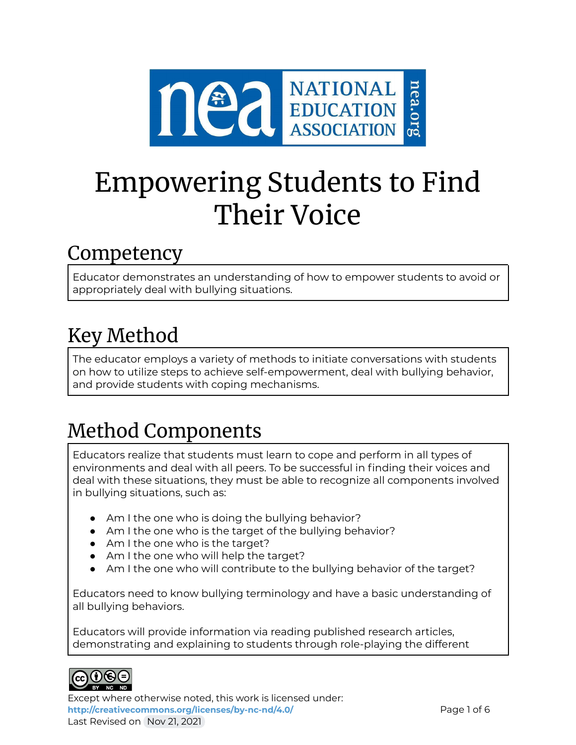# Empowering Students to Find Their Voice

## Competency

Educator demonstrates an understanding of how to empower students to avoid or appropriately deal with bullying situations.

## Key Method

The educator employs a variety of methods to initiate conversations with students on how to utilize steps to achieve self-empowerment, deal with bullying behavior, and provide students with coping mechanisms.

## Method Components

Educators realize that students must learn to cope and perform in all types of environments and deal with all peers. To be successful in finding their voices and deal with these situations, they must be able to recognize all components involved in bullying situations, such as:

- Am I the one who is doing the bullying behavior?
- Am I the one who is the target of the bullying behavior?
- Am I the one who is the target?
- Am I the one who will help the target?
- Am I the one who will contribute to the bullying behavior of the target?

Educators need to know bullying terminology and have a basic understanding of all bullying behaviors.

Educators will provide information via reading published research articles, demonstrating and explaining to students through role-playing the different

Except where otherwise noted, this work is licensed under: http://creativecommons.org/licenses/by-nc-nd/4.0/
Last Revised on Nov 21, 2021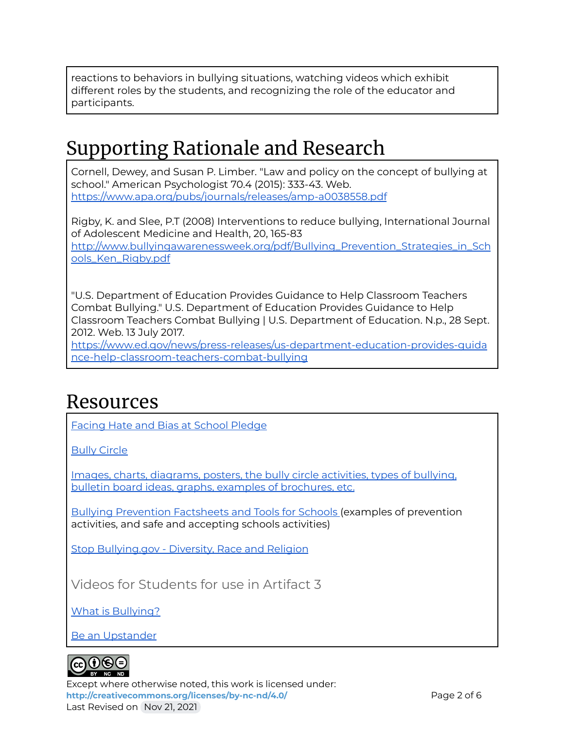reactions to behaviors in bullying situations, watching videos which exhibit different roles by the students, and recognizing the role of the educator and participants.

# Supporting Rationale and Research

Cornell, Dewey, and Susan P. Limber. "Law and policy on the concept of bullying at school." American Psychologist 70.4 (2015): 333-43. Web. [https://www.apa.org/pubs/journals/releases/amp-a0038558.pdf](https://www.apa.org/pubs/journals/releases/amp-a0038558.pdf)

Rigby, K. and Slee, P.T (2008) Interventions to reduce bullying, International Journal of Adolescent Medicine and Health, 20, 165-83 [http://www.bullyingawarenessweek.org/pdf/Bullying_Prevention_Strategies_in_Schools_Ken_Rigby.pdf](http://www.bullyingawarenessweek.org/pdf/Bullying_Prevention_Strategies_in_Schools_Ken_Rigby.pdf)

"U.S. Department of Education Provides Guidance to Help Classroom Teachers Combat Bullying." U.S. Department of Education Provides Guidance to Help Classroom Teachers Combat Bullying | U.S. Department of Education. N.p., 28 Sept. 2012. Web. 13 July 2017. [https://www.ed.gov/news/press-releases/us-department-education-provides-guidance-help-classroom-teachers-combat-bullying](https://www.ed.gov/news/press-releases/us-department-education-provides-guidance-help-classroom-teachers-combat-bullying)

# Resources

Facing Hate and Bias at School Pledge

Bully Circle

Images, charts, diagrams, posters, the bully circle activities, types of bullying, bulletin board ideas, graphs, examples of brochures, etc.

Bullying Prevention Factsheets and Tools for Schools (examples of prevention activities, and safe and accepting schools activities)

Stop Bullying.gov - Diversity, Race and Religion

## Videos for Students for use in Artifact 3

What is Bullying?

Be an Upstander

Except where otherwise noted, this work is licensed under: **http://creativecommons.org/licenses/by-nc-nd/4.0/**
Last Revised on Nov 21, 2021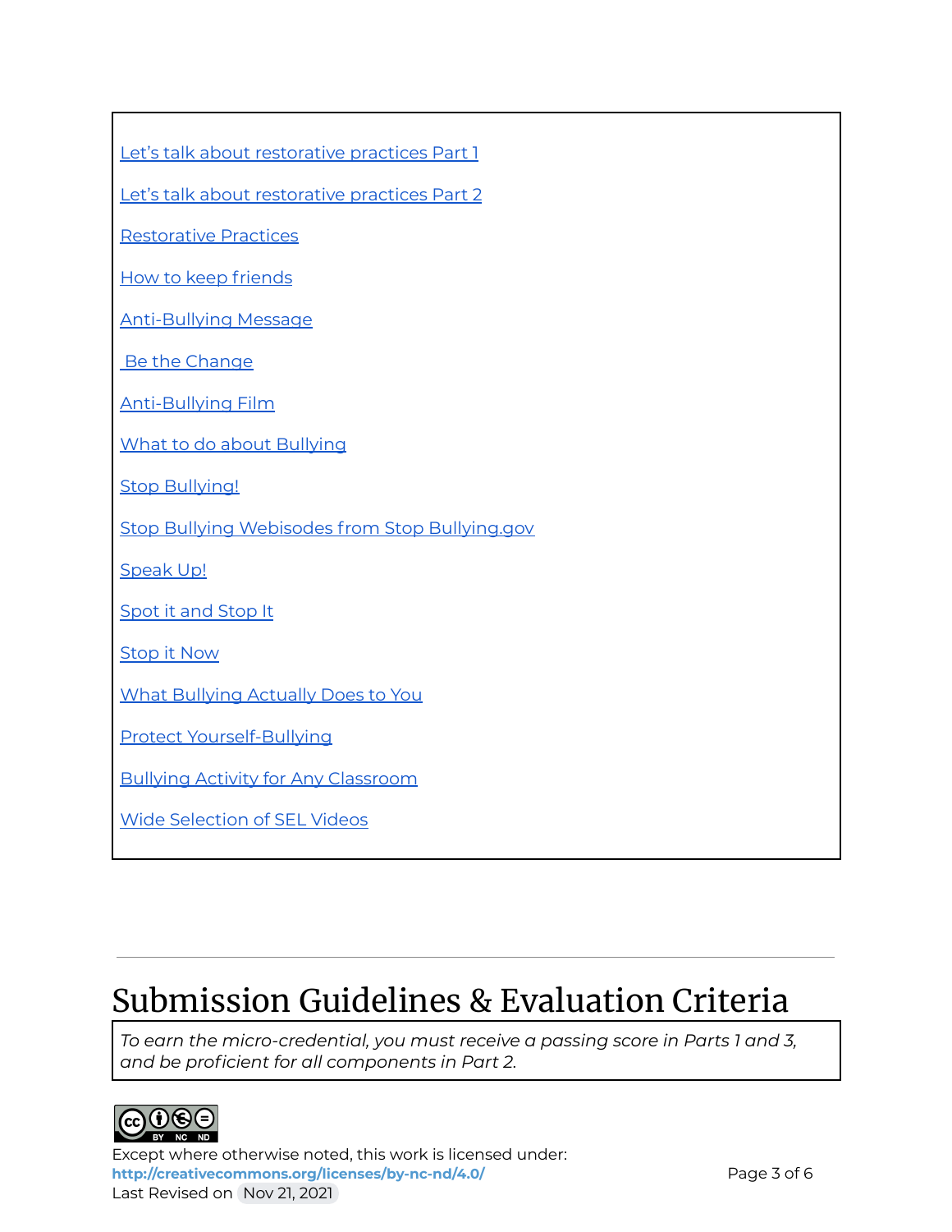Let's talk about restorative practices Part 1

Let's talk about restorative practices Part 2

Restorative Practices

How to keep friends

Anti-Bullying Message

Be the Change

Anti-Bullying Film

What to do about Bullying

Stop Bullying!

Stop Bullying Webisodes from Stop Bullying.gov

Speak Up!

Spot it and Stop It

Stop it Now

What Bullying Actually Does to You

Protect Yourself-Bullying

Bullying Activity for Any Classroom

Wide Selection of SEL Videos

---

# Submission Guidelines & Evaluation Criteria

*To earn the micro-credential, you must receive a passing score in Parts 1 and 3, and be proficient for all components in Part 2.*

Except where otherwise noted, this work is licensed under:
**http://creativecommons.org/licenses/by-nc-nd/4.0/**
Last Revised on Nov 21, 2021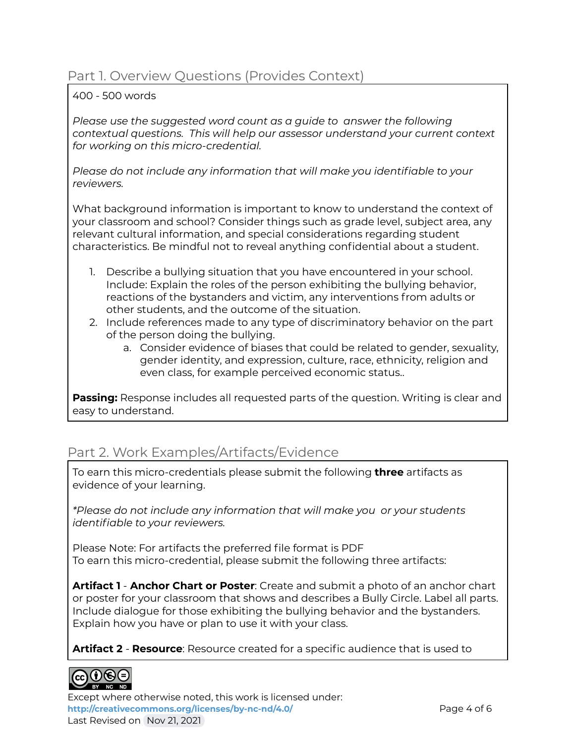## Part 1. Overview Questions (Provides Context)

400 - 500 words

*Please use the suggested word count as a guide to answer the following contextual questions. This will help our assessor understand your current context for working on this micro-credential.*

*Please do not include any information that will make you identifiable to your reviewers.*

What background information is important to know to understand the context of your classroom and school? Consider things such as grade level, subject area, any relevant cultural information, and special considerations regarding student characteristics. Be mindful not to reveal anything confidential about a student.

1. Describe a bullying situation that you have encountered in your school. Include: Explain the roles of the person exhibiting the bullying behavior, reactions of the bystanders and victim, any interventions from adults or other students, and the outcome of the situation.
2. Include references made to any type of discriminatory behavior on the part of the person doing the bullying.
   a. Consider evidence of biases that could be related to gender, sexuality, gender identity, and expression, culture, race, ethnicity, religion and even class, for example perceived economic status..

**Passing:** Response includes all requested parts of the question. Writing is clear and easy to understand.

## Part 2. Work Examples/Artifacts/Evidence

To earn this micro-credentials please submit the following **three** artifacts as evidence of your learning.

*\*Please do not include any information that will make you or your students identifiable to your reviewers.*

Please Note: For artifacts the preferred file format is PDF
To earn this micro-credential, please submit the following three artifacts:

**Artifact 1** - **Anchor Chart or Poster**: Create and submit a photo of an anchor chart or poster for your classroom that shows and describes a Bully Circle. Label all parts. Include dialogue for those exhibiting the bullying behavior and the bystanders. Explain how you have or plan to use it with your class.

**Artifact 2** - **Resource**: Resource created for a specific audience that is used to

Except where otherwise noted, this work is licensed under:
http://creativecommons.org/licenses/by-nc-nd/4.0/
Last Revised on Nov 21, 2021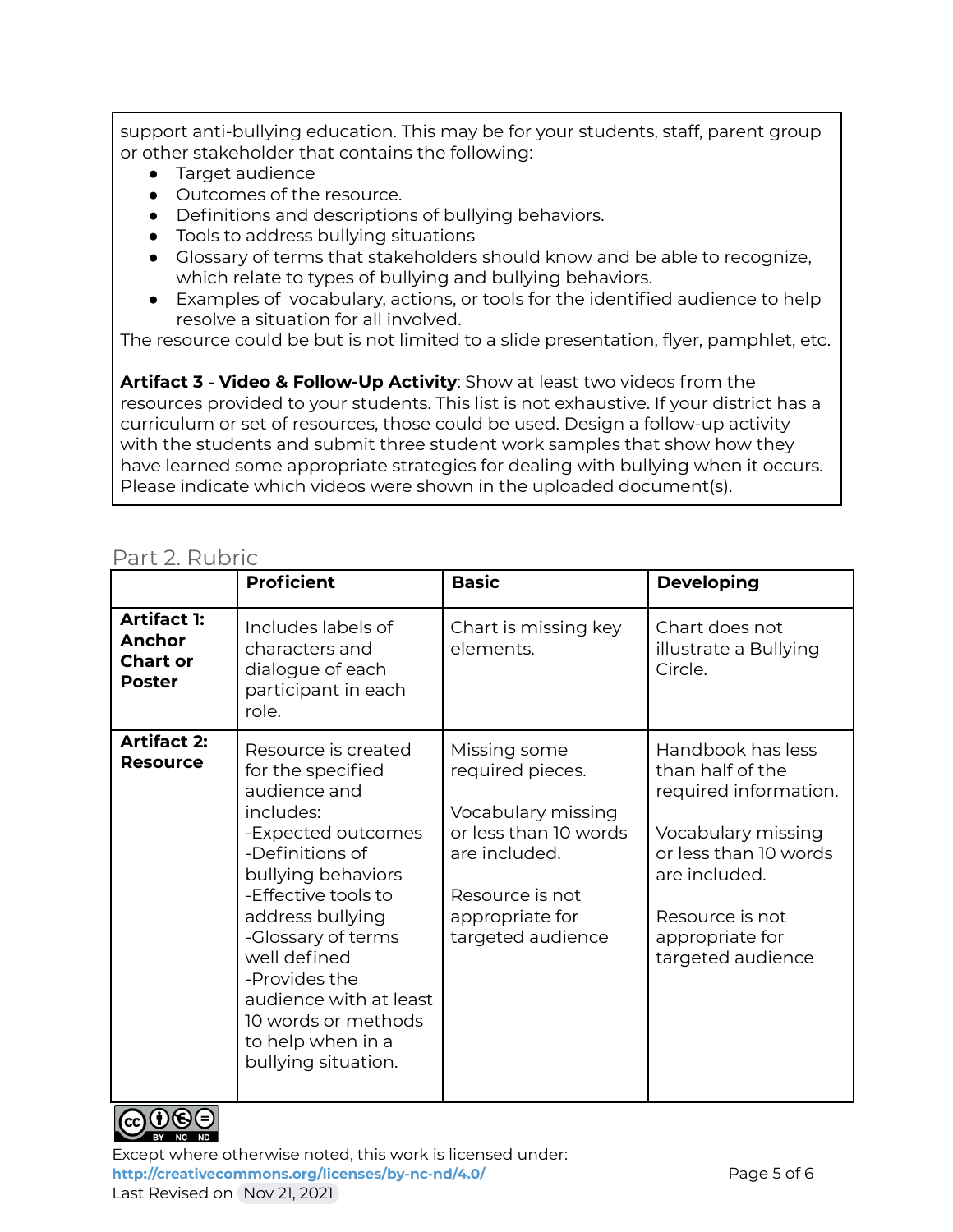support anti-bullying education. This may be for your students, staff, parent group or other stakeholder that contains the following:

- Target audience
- Outcomes of the resource.
- Definitions and descriptions of bullying behaviors.
- Tools to address bullying situations
- Glossary of terms that stakeholders should know and be able to recognize, which relate to types of bullying and bullying behaviors.
- Examples of vocabulary, actions, or tools for the identified audience to help resolve a situation for all involved.

The resource could be but is not limited to a slide presentation, flyer, pamphlet, etc.

**Artifact 3** - **Video & Follow-Up Activity**: Show at least two videos from the resources provided to your students. This list is not exhaustive. If your district has a curriculum or set of resources, those could be used. Design a follow-up activity with the students and submit three student work samples that show how they have learned some appropriate strategies for dealing with bullying when it occurs. Please indicate which videos were shown in the uploaded document(s).

## Part 2. Rubric

| | **Proficient** | **Basic** | **Developing** |
|---|---|---|---|
| **Artifact 1: Anchor Chart or Poster** | Includes labels of characters and dialogue of each participant in each role. | Chart is missing key elements. | Chart does not illustrate a Bullying Circle. |
| **Artifact 2: Resource** | Resource is created for the specified audience and includes:<br>-Expected outcomes<br>-Definitions of bullying behaviors<br>-Effective tools to address bullying<br>-Glossary of terms well defined<br>-Provides the audience with at least 10 words or methods to help when in a bullying situation. | Missing some required pieces.<br><br>Vocabulary missing or less than 10 words are included.<br><br>Resource is not appropriate for targeted audience | Handbook has less than half of the required information.<br><br>Vocabulary missing or less than 10 words are included.<br><br>Resource is not appropriate for targeted audience |

Except where otherwise noted, this work is licensed under:
http://creativecommons.org/licenses/by-nc-nd/4.0/
Last Revised on Nov 21, 2021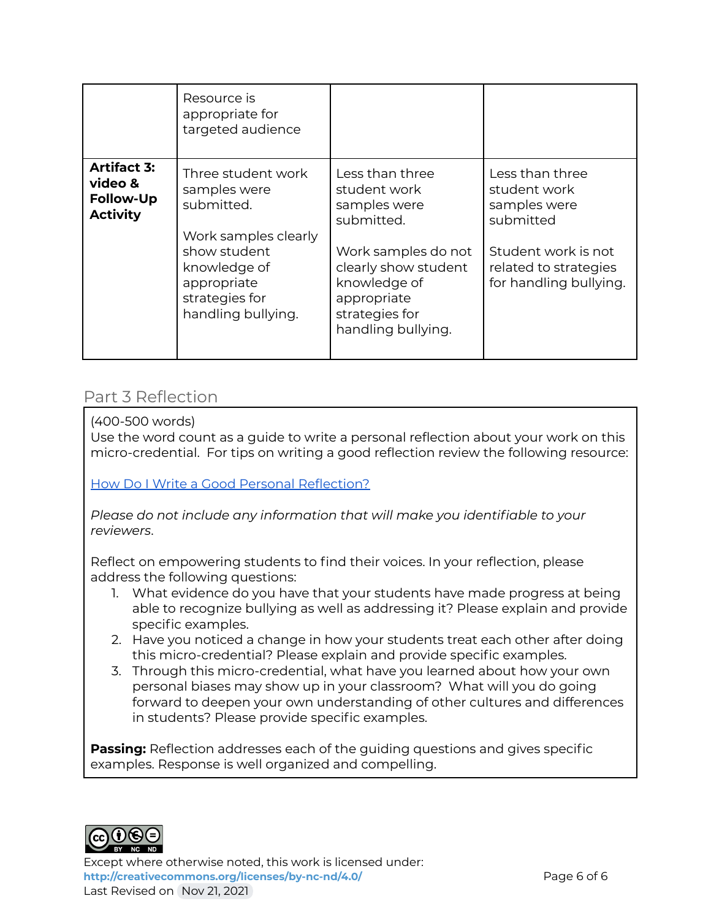| | | | |
|---|---|---|---|
| | Resource is appropriate for targeted audience | | |
| **Artifact 3: video & Follow-Up Activity** | Three student work samples were submitted.<br><br>Work samples clearly show student knowledge of appropriate strategies for handling bullying. | Less than three student work samples were submitted.<br><br>Work samples do not clearly show student knowledge of appropriate strategies for handling bullying. | Less than three student work samples were submitted<br><br>Student work is not related to strategies for handling bullying. |

## Part 3 Reflection

(400-500 words)
Use the word count as a guide to write a personal reflection about your work on this micro-credential. For tips on writing a good reflection review the following resource:

How Do I Write a Good Personal Reflection?

*Please do not include any information that will make you identifiable to your reviewers.*

Reflect on empowering students to find their voices. In your reflection, please address the following questions:

1. What evidence do you have that your students have made progress at being able to recognize bullying as well as addressing it? Please explain and provide specific examples.
2. Have you noticed a change in how your students treat each other after doing this micro-credential? Please explain and provide specific examples.
3. Through this micro-credential, what have you learned about how your own personal biases may show up in your classroom? What will you do going forward to deepen your own understanding of other cultures and differences in students? Please provide specific examples.

**Passing:** Reflection addresses each of the guiding questions and gives specific examples. Response is well organized and compelling.

Except where otherwise noted, this work is licensed under:
**http://creativecommons.org/licenses/by-nc-nd/4.0/**
Last Revised on Nov 21, 2021